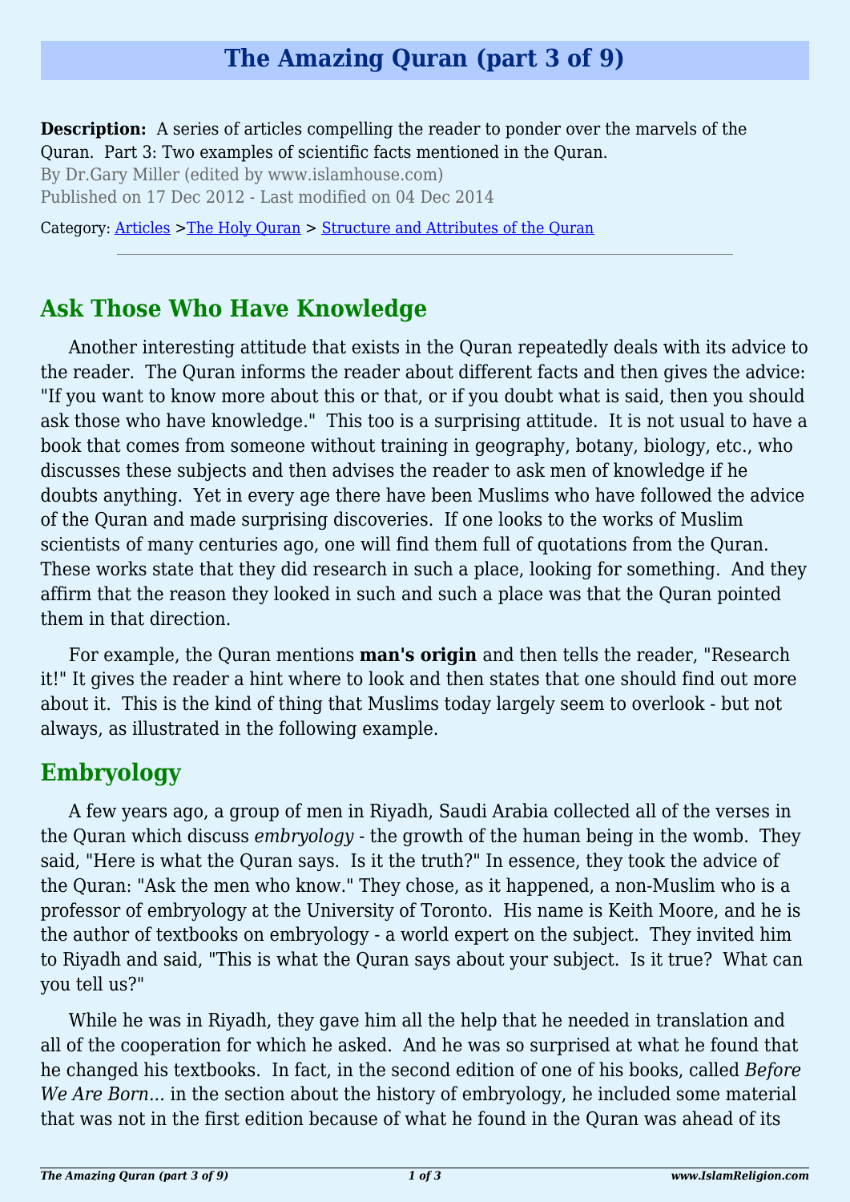# The Amazing Quran (part 3 of 9)

**Description:** A series of articles compelling the reader to ponder over the marvels of the Quran. Part 3: Two examples of scientific facts mentioned in the Quran.
By Dr.Gary Miller (edited by www.islamhouse.com)
Published on 17 Dec 2012 - Last modified on 04 Dec 2014

Category: Articles >The Holy Quran > Structure and Attributes of the Quran

---

## Ask Those Who Have Knowledge

Another interesting attitude that exists in the Quran repeatedly deals with its advice to the reader. The Quran informs the reader about different facts and then gives the advice: "If you want to know more about this or that, or if you doubt what is said, then you should ask those who have knowledge." This too is a surprising attitude. It is not usual to have a book that comes from someone without training in geography, botany, biology, etc., who discusses these subjects and then advises the reader to ask men of knowledge if he doubts anything. Yet in every age there have been Muslims who have followed the advice of the Quran and made surprising discoveries. If one looks to the works of Muslim scientists of many centuries ago, one will find them full of quotations from the Quran. These works state that they did research in such a place, looking for something. And they affirm that the reason they looked in such and such a place was that the Quran pointed them in that direction.

For example, the Quran mentions **man's origin** and then tells the reader, "Research it!" It gives the reader a hint where to look and then states that one should find out more about it. This is the kind of thing that Muslims today largely seem to overlook - but not always, as illustrated in the following example.

## Embryology

A few years ago, a group of men in Riyadh, Saudi Arabia collected all of the verses in the Quran which discuss *embryology* - the growth of the human being in the womb. They said, "Here is what the Quran says. Is it the truth?" In essence, they took the advice of the Quran: "Ask the men who know." They chose, as it happened, a non-Muslim who is a professor of embryology at the University of Toronto. His name is Keith Moore, and he is the author of textbooks on embryology - a world expert on the subject. They invited him to Riyadh and said, "This is what the Quran says about your subject. Is it true? What can you tell us?"

While he was in Riyadh, they gave him all the help that he needed in translation and all of the cooperation for which he asked. And he was so surprised at what he found that he changed his textbooks. In fact, in the second edition of one of his books, called *Before We Are Born...* in the section about the history of embryology, he included some material that was not in the first edition because of what he found in the Quran was ahead of its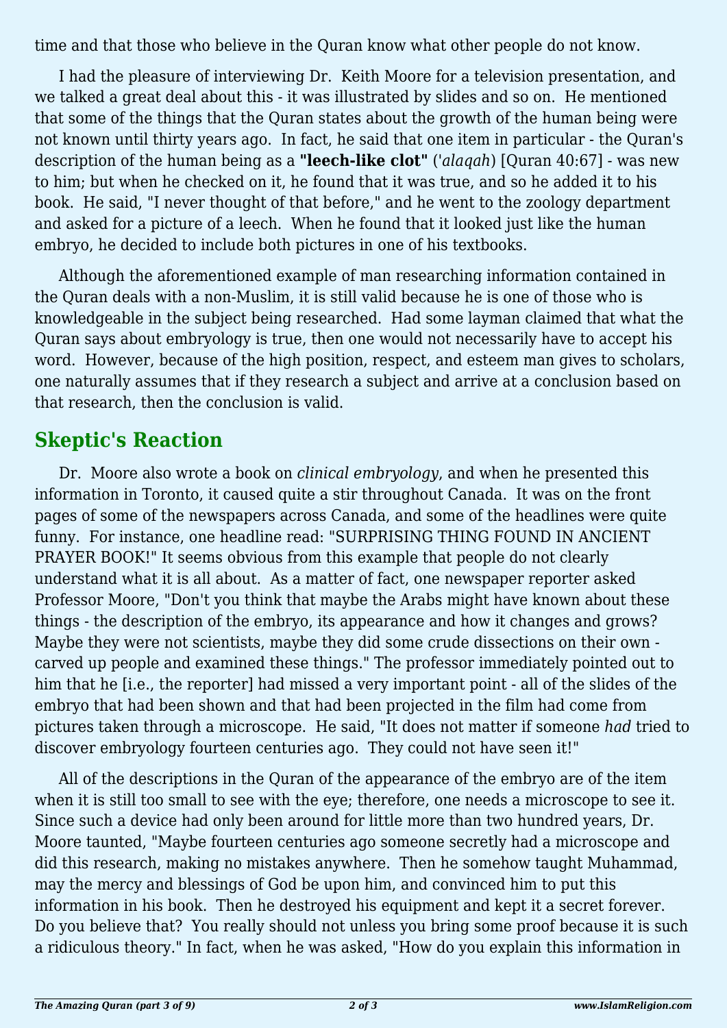time and that those who believe in the Quran know what other people do not know.

I had the pleasure of interviewing Dr. Keith Moore for a television presentation, and we talked a great deal about this - it was illustrated by slides and so on. He mentioned that some of the things that the Quran states about the growth of the human being were not known until thirty years ago. In fact, he said that one item in particular - the Quran's description of the human being as a **"leech-like clot"** (*'alaqah*) [Quran 40:67] - was new to him; but when he checked on it, he found that it was true, and so he added it to his book. He said, "I never thought of that before," and he went to the zoology department and asked for a picture of a leech. When he found that it looked just like the human embryo, he decided to include both pictures in one of his textbooks.

Although the aforementioned example of man researching information contained in the Quran deals with a non-Muslim, it is still valid because he is one of those who is knowledgeable in the subject being researched. Had some layman claimed that what the Quran says about embryology is true, then one would not necessarily have to accept his word. However, because of the high position, respect, and esteem man gives to scholars, one naturally assumes that if they research a subject and arrive at a conclusion based on that research, then the conclusion is valid.

## Skeptic's Reaction

Dr. Moore also wrote a book on *clinical embryology*, and when he presented this information in Toronto, it caused quite a stir throughout Canada. It was on the front pages of some of the newspapers across Canada, and some of the headlines were quite funny. For instance, one headline read: "SURPRISING THING FOUND IN ANCIENT PRAYER BOOK!" It seems obvious from this example that people do not clearly understand what it is all about. As a matter of fact, one newspaper reporter asked Professor Moore, "Don't you think that maybe the Arabs might have known about these things - the description of the embryo, its appearance and how it changes and grows? Maybe they were not scientists, maybe they did some crude dissections on their own - carved up people and examined these things." The professor immediately pointed out to him that he [i.e., the reporter] had missed a very important point - all of the slides of the embryo that had been shown and that had been projected in the film had come from pictures taken through a microscope. He said, "It does not matter if someone *had* tried to discover embryology fourteen centuries ago. They could not have seen it!"

All of the descriptions in the Quran of the appearance of the embryo are of the item when it is still too small to see with the eye; therefore, one needs a microscope to see it. Since such a device had only been around for little more than two hundred years, Dr. Moore taunted, "Maybe fourteen centuries ago someone secretly had a microscope and did this research, making no mistakes anywhere. Then he somehow taught Muhammad, may the mercy and blessings of God be upon him, and convinced him to put this information in his book. Then he destroyed his equipment and kept it a secret forever. Do you believe that? You really should not unless you bring some proof because it is such a ridiculous theory." In fact, when he was asked, "How do you explain this information in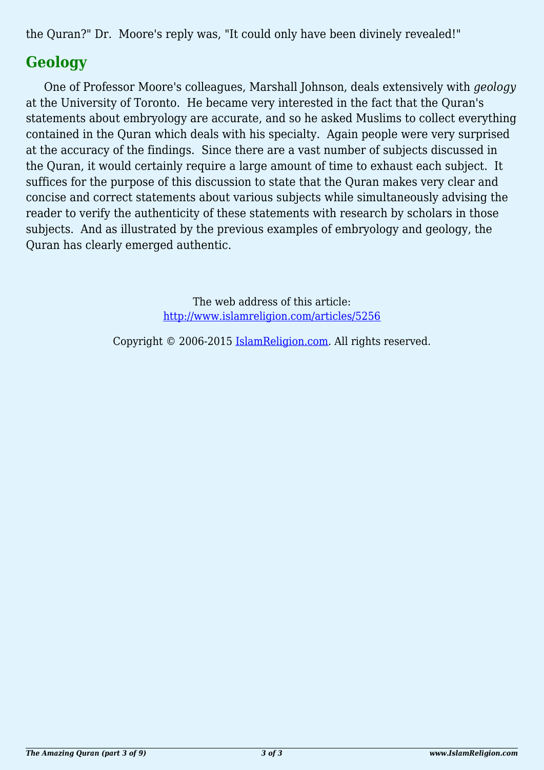the Quran?" Dr. Moore's reply was, "It could only have been divinely revealed!"

## Geology

One of Professor Moore's colleagues, Marshall Johnson, deals extensively with *geology* at the University of Toronto. He became very interested in the fact that the Quran's statements about embryology are accurate, and so he asked Muslims to collect everything contained in the Quran which deals with his specialty. Again people were very surprised at the accuracy of the findings. Since there are a vast number of subjects discussed in the Quran, it would certainly require a large amount of time to exhaust each subject. It suffices for the purpose of this discussion to state that the Quran makes very clear and concise and correct statements about various subjects while simultaneously advising the reader to verify the authenticity of these statements with research by scholars in those subjects. And as illustrated by the previous examples of embryology and geology, the Quran has clearly emerged authentic.

The web address of this article:
http://www.islamreligion.com/articles/5256

Copyright © 2006-2015 IslamReligion.com. All rights reserved.